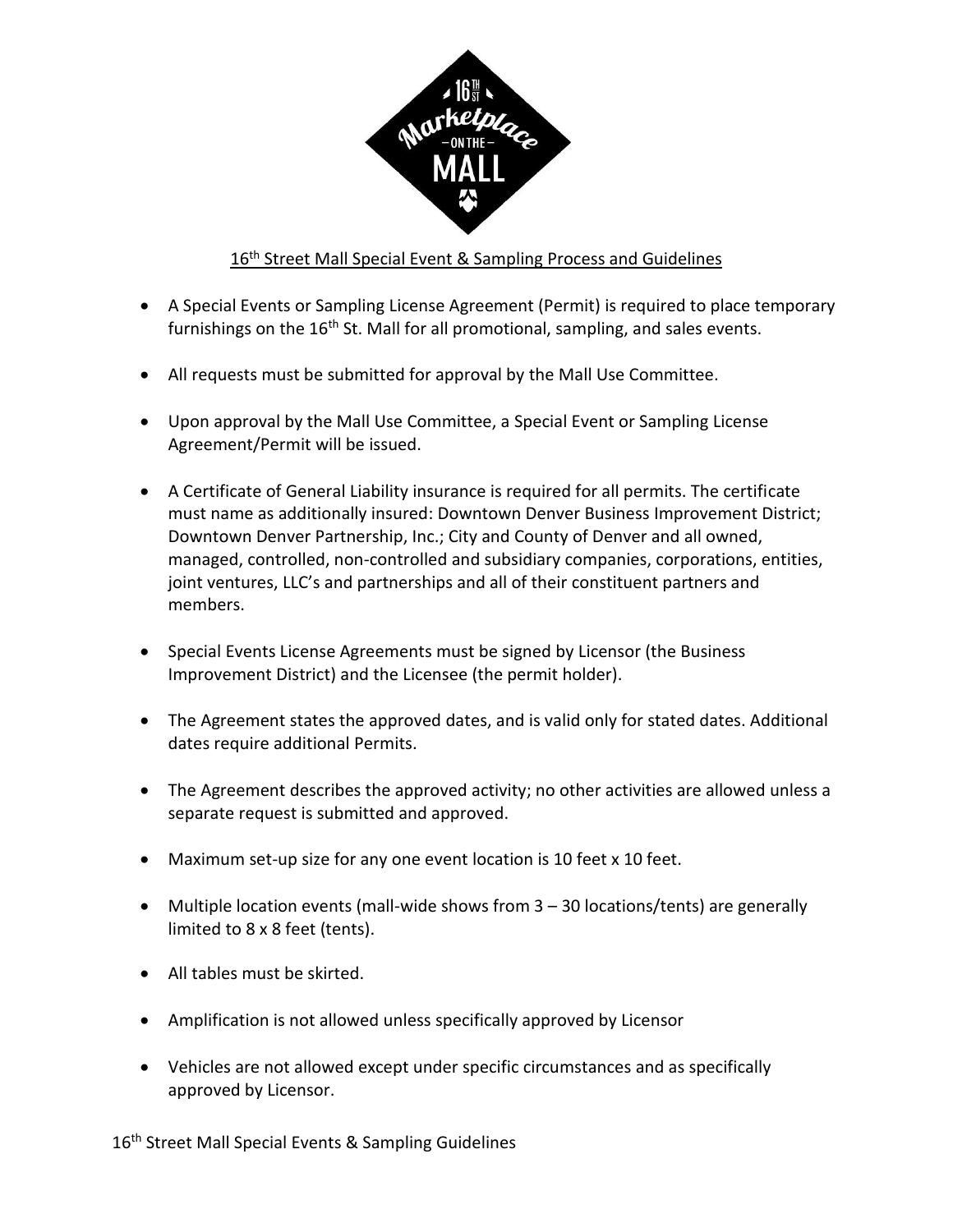# 16th Street Mall Special Event & Sampling Process and Guidelines

- A Special Events or Sampling License Agreement (Permit) is required to place temporary furnishings on the 16th St. Mall for all promotional, sampling, and sales events.
- All requests must be submitted for approval by the Mall Use Committee.
- Upon approval by the Mall Use Committee, a Special Event or Sampling License Agreement/Permit will be issued.
- A Certificate of General Liability insurance is required for all permits. The certificate must name as additionally insured: Downtown Denver Business Improvement District; Downtown Denver Partnership, Inc.; City and County of Denver and all owned, managed, controlled, non-controlled and subsidiary companies, corporations, entities, joint ventures, LLC's and partnerships and all of their constituent partners and members.
- Special Events License Agreements must be signed by Licensor (the Business Improvement District) and the Licensee (the permit holder).
- The Agreement states the approved dates, and is valid only for stated dates. Additional dates require additional Permits.
- The Agreement describes the approved activity; no other activities are allowed unless a separate request is submitted and approved.
- Maximum set-up size for any one event location is 10 feet x 10 feet.
- Multiple location events (mall-wide shows from 3 – 30 locations/tents) are generally limited to 8 x 8 feet (tents).
- All tables must be skirted.
- Amplification is not allowed unless specifically approved by Licensor
- Vehicles are not allowed except under specific circumstances and as specifically approved by Licensor.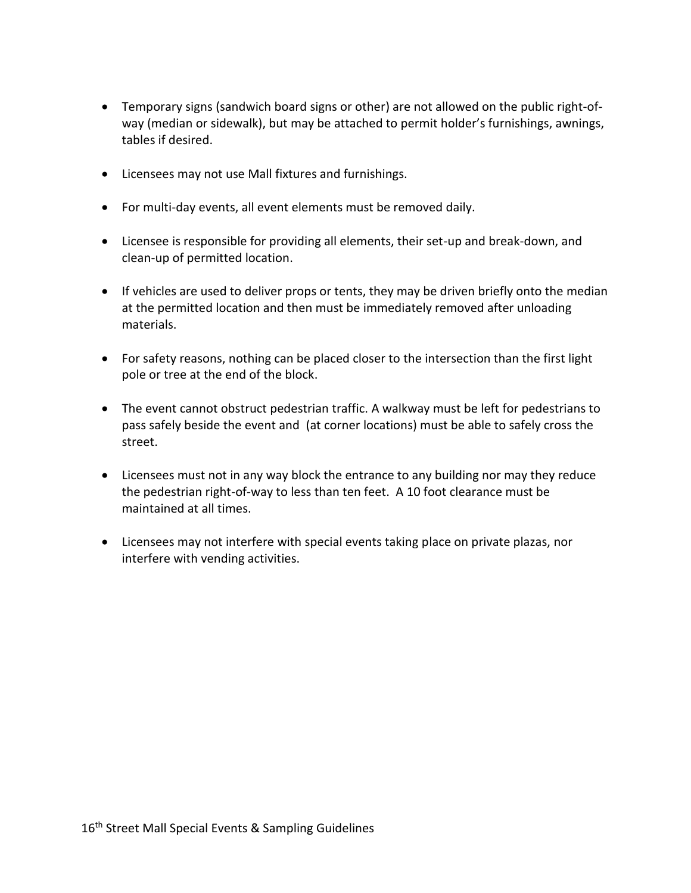- Temporary signs (sandwich board signs or other) are not allowed on the public right-of-way (median or sidewalk), but may be attached to permit holder's furnishings, awnings, tables if desired.

- Licensees may not use Mall fixtures and furnishings.

- For multi-day events, all event elements must be removed daily.

- Licensee is responsible for providing all elements, their set-up and break-down, and clean-up of permitted location.

- If vehicles are used to deliver props or tents, they may be driven briefly onto the median at the permitted location and then must be immediately removed after unloading materials.

- For safety reasons, nothing can be placed closer to the intersection than the first light pole or tree at the end of the block.

- The event cannot obstruct pedestrian traffic. A walkway must be left for pedestrians to pass safely beside the event and (at corner locations) must be able to safely cross the street.

- Licensees must not in any way block the entrance to any building nor may they reduce the pedestrian right-of-way to less than ten feet. A 10 foot clearance must be maintained at all times.

- Licensees may not interfere with special events taking place on private plazas, nor interfere with vending activities.